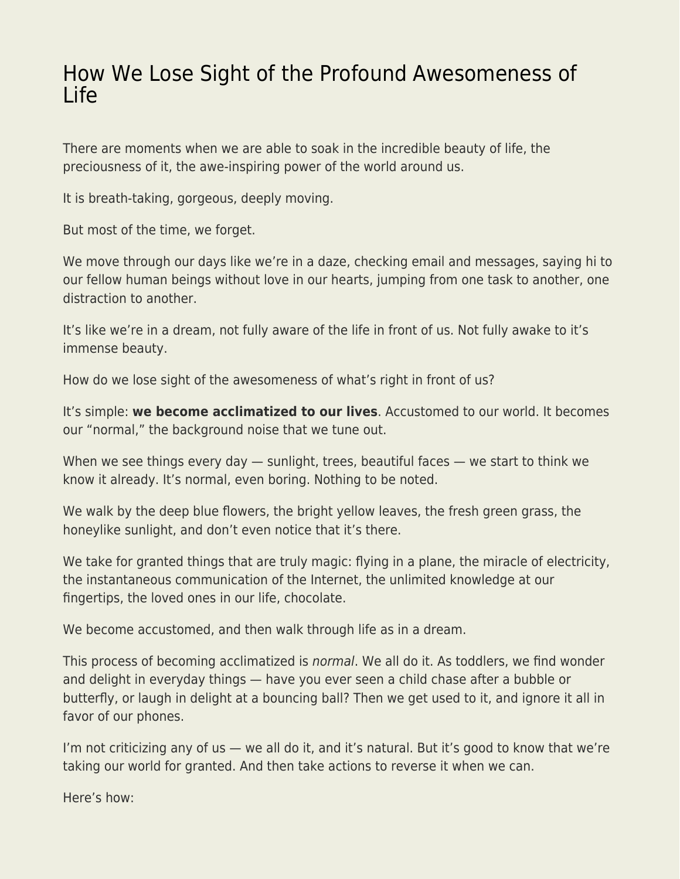# How We Lose Sight of the Profound Awesomeness of Life

There are moments when we are able to soak in the incredible beauty of life, the preciousness of it, the awe-inspiring power of the world around us.

It is breath-taking, gorgeous, deeply moving.

But most of the time, we forget.

We move through our days like we're in a daze, checking email and messages, saying hi to our fellow human beings without love in our hearts, jumping from one task to another, one distraction to another.

It's like we're in a dream, not fully aware of the life in front of us. Not fully awake to it's immense beauty.

How do we lose sight of the awesomeness of what's right in front of us?

It's simple: **we become acclimatized to our lives**. Accustomed to our world. It becomes our "normal," the background noise that we tune out.

When we see things every day — sunlight, trees, beautiful faces — we start to think we know it already. It's normal, even boring. Nothing to be noted.

We walk by the deep blue flowers, the bright yellow leaves, the fresh green grass, the honeylike sunlight, and don't even notice that it's there.

We take for granted things that are truly magic: flying in a plane, the miracle of electricity, the instantaneous communication of the Internet, the unlimited knowledge at our fingertips, the loved ones in our life, chocolate.

We become accustomed, and then walk through life as in a dream.

This process of becoming acclimatized is *normal*. We all do it. As toddlers, we find wonder and delight in everyday things — have you ever seen a child chase after a bubble or butterfly, or laugh in delight at a bouncing ball? Then we get used to it, and ignore it all in favor of our phones.

I'm not criticizing any of us — we all do it, and it's natural. But it's good to know that we're taking our world for granted. And then take actions to reverse it when we can.

Here's how: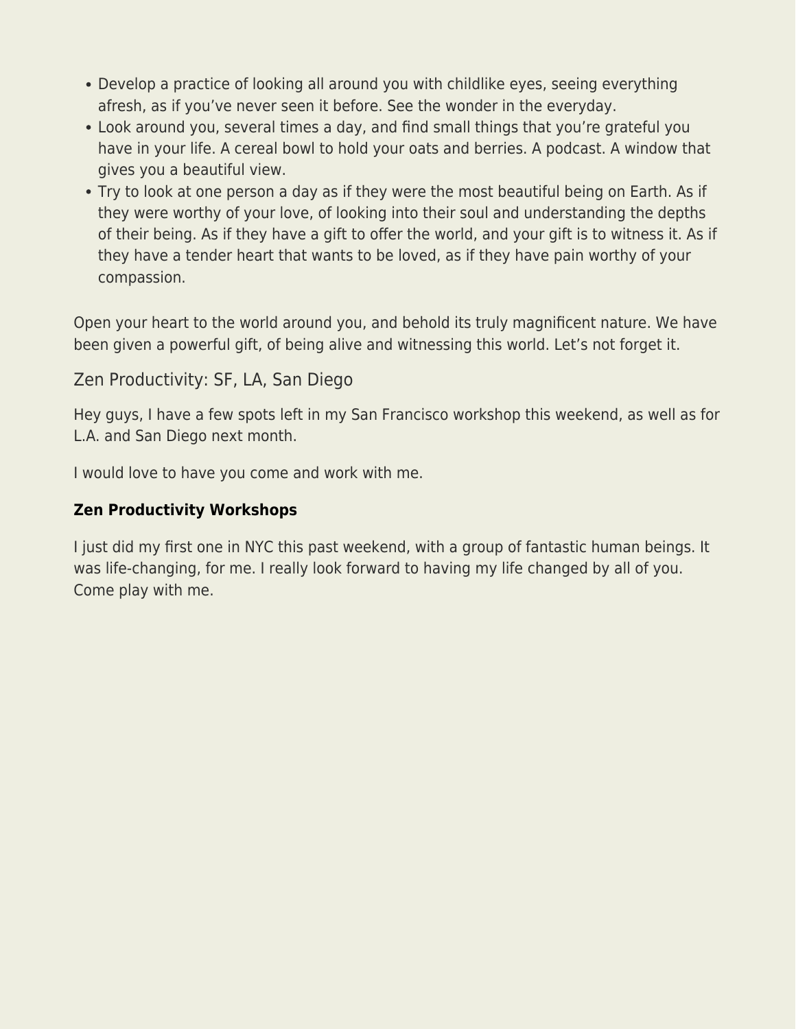- Develop a practice of looking all around you with childlike eyes, seeing everything afresh, as if you've never seen it before. See the wonder in the everyday.
- Look around you, several times a day, and find small things that you're grateful you have in your life. A cereal bowl to hold your oats and berries. A podcast. A window that gives you a beautiful view.
- Try to look at one person a day as if they were the most beautiful being on Earth. As if they were worthy of your love, of looking into their soul and understanding the depths of their being. As if they have a gift to offer the world, and your gift is to witness it. As if they have a tender heart that wants to be loved, as if they have pain worthy of your compassion.

Open your heart to the world around you, and behold its truly magnificent nature. We have been given a powerful gift, of being alive and witnessing this world. Let's not forget it.

## Zen Productivity: SF, LA, San Diego

Hey guys, I have a few spots left in my San Francisco workshop this weekend, as well as for L.A. and San Diego next month.

I would love to have you come and work with me.

**Zen Productivity Workshops**

I just did my first one in NYC this past weekend, with a group of fantastic human beings. It was life-changing, for me. I really look forward to having my life changed by all of you. Come play with me.